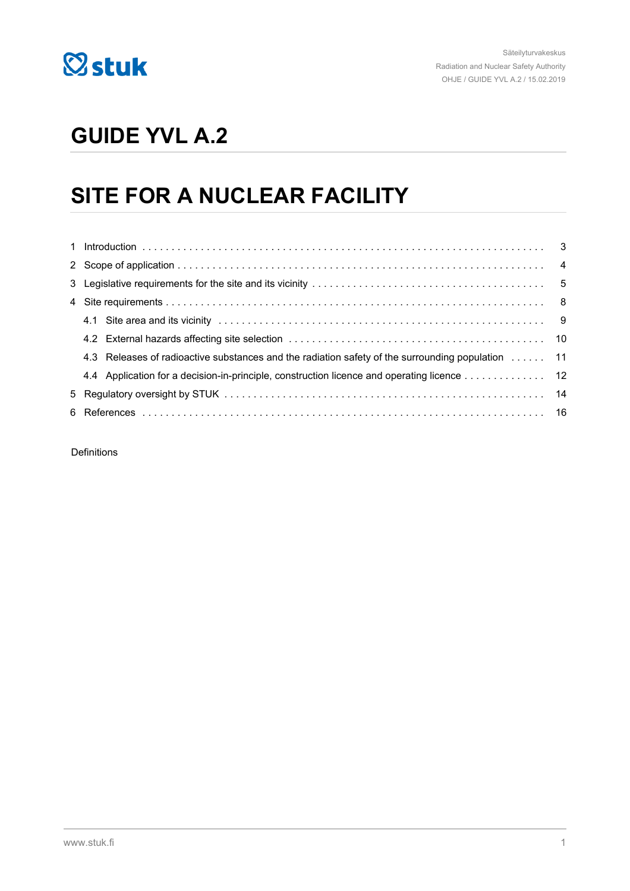Säteilyturvakeskus
Radiation and Nuclear Safety Authority
OHJE / GUIDE YVL A.2 / 15.02.2019

# GUIDE YVL A.2

# SITE FOR A NUCLEAR FACILITY

| | | |
|---|---|---|
| 1 | Introduction | 3 |
| 2 | Scope of application | 4 |
| 3 | Legislative requirements for the site and its vicinity | 5 |
| 4 | Site requirements | 8 |
| | 4.1 Site area and its vicinity | 9 |
| | 4.2 External hazards affecting site selection | 10 |
| | 4.3 Releases of radioactive substances and the radiation safety of the surrounding population | 11 |
| | 4.4 Application for a decision-in-principle, construction licence and operating licence | 12 |
| 5 | Regulatory oversight by STUK | 14 |
| 6 | References | 16 |

Definitions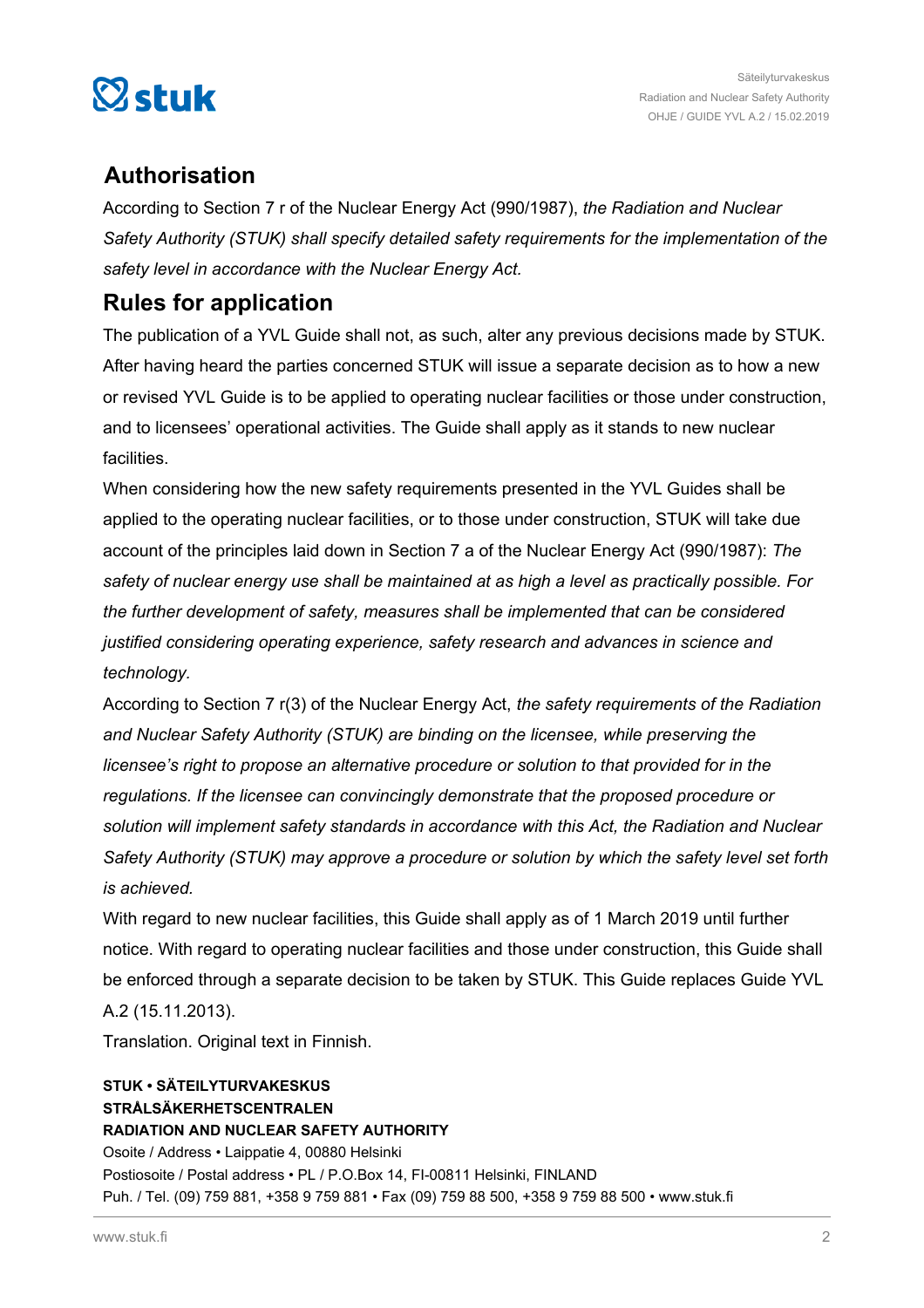## Authorisation

According to Section 7 r of the Nuclear Energy Act (990/1987), *the Radiation and Nuclear Safety Authority (STUK) shall specify detailed safety requirements for the implementation of the safety level in accordance with the Nuclear Energy Act.*

## Rules for application

The publication of a YVL Guide shall not, as such, alter any previous decisions made by STUK. After having heard the parties concerned STUK will issue a separate decision as to how a new or revised YVL Guide is to be applied to operating nuclear facilities or those under construction, and to licensees' operational activities. The Guide shall apply as it stands to new nuclear facilities.

When considering how the new safety requirements presented in the YVL Guides shall be applied to the operating nuclear facilities, or to those under construction, STUK will take due account of the principles laid down in Section 7 a of the Nuclear Energy Act (990/1987): *The safety of nuclear energy use shall be maintained at as high a level as practically possible. For the further development of safety, measures shall be implemented that can be considered justified considering operating experience, safety research and advances in science and technology.*

According to Section 7 r(3) of the Nuclear Energy Act, *the safety requirements of the Radiation and Nuclear Safety Authority (STUK) are binding on the licensee, while preserving the licensee's right to propose an alternative procedure or solution to that provided for in the regulations. If the licensee can convincingly demonstrate that the proposed procedure or solution will implement safety standards in accordance with this Act, the Radiation and Nuclear Safety Authority (STUK) may approve a procedure or solution by which the safety level set forth is achieved.*

With regard to new nuclear facilities, this Guide shall apply as of 1 March 2019 until further notice. With regard to operating nuclear facilities and those under construction, this Guide shall be enforced through a separate decision to be taken by STUK. This Guide replaces Guide YVL A.2 (15.11.2013).

Translation. Original text in Finnish.

**STUK • SÄTEILYTURVAKESKUS**
**STRÅLSÄKERHETSCENTRALEN**
**RADIATION AND NUCLEAR SAFETY AUTHORITY**
Osoite / Address • Laippatie 4, 00880 Helsinki
Postiosoite / Postal address • PL / P.O.Box 14, FI-00811 Helsinki, FINLAND
Puh. / Tel. (09) 759 881, +358 9 759 881 • Fax (09) 759 88 500, +358 9 759 88 500 • www.stuk.fi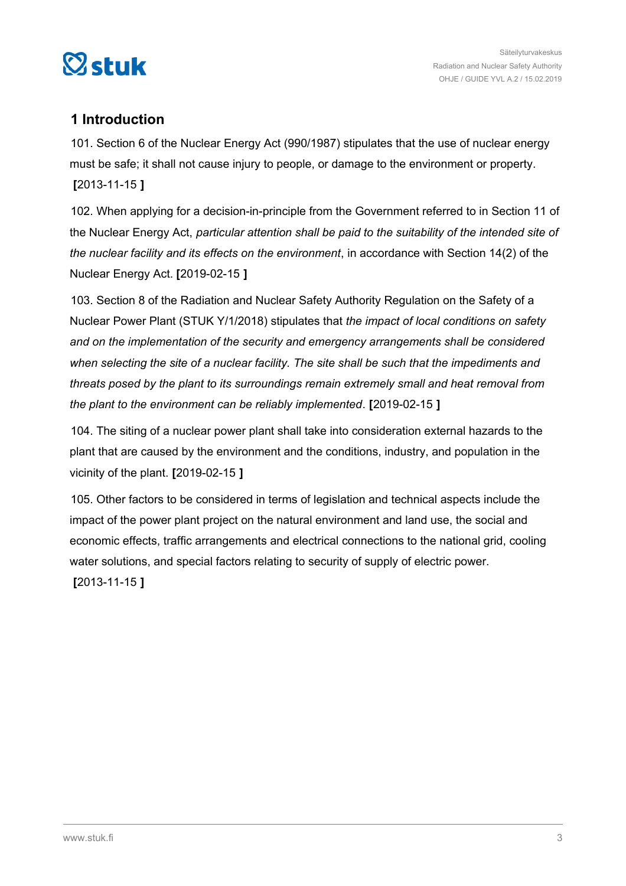## 1 Introduction

101. Section 6 of the Nuclear Energy Act (990/1987) stipulates that the use of nuclear energy must be safe; it shall not cause injury to people, or damage to the environment or property. **[**2013-11-15 **]**

102. When applying for a decision-in-principle from the Government referred to in Section 11 of the Nuclear Energy Act, *particular attention shall be paid to the suitability of the intended site of the nuclear facility and its effects on the environment*, in accordance with Section 14(2) of the Nuclear Energy Act. **[**2019-02-15 **]**

103. Section 8 of the Radiation and Nuclear Safety Authority Regulation on the Safety of a Nuclear Power Plant (STUK Y/1/2018) stipulates that *the impact of local conditions on safety and on the implementation of the security and emergency arrangements shall be considered when selecting the site of a nuclear facility. The site shall be such that the impediments and threats posed by the plant to its surroundings remain extremely small and heat removal from the plant to the environment can be reliably implemented*. **[**2019-02-15 **]**

104. The siting of a nuclear power plant shall take into consideration external hazards to the plant that are caused by the environment and the conditions, industry, and population in the vicinity of the plant. **[**2019-02-15 **]**

105. Other factors to be considered in terms of legislation and technical aspects include the impact of the power plant project on the natural environment and land use, the social and economic effects, traffic arrangements and electrical connections to the national grid, cooling water solutions, and special factors relating to security of supply of electric power. **[**2013-11-15 **]**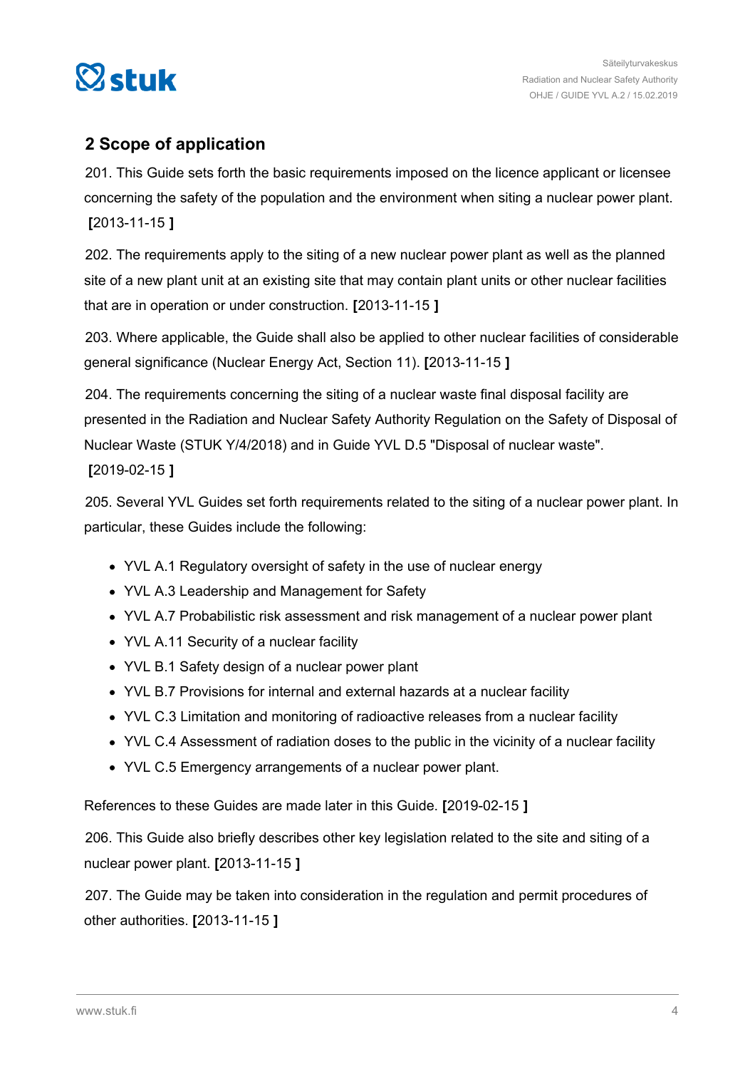## 2 Scope of application

201. This Guide sets forth the basic requirements imposed on the licence applicant or licensee concerning the safety of the population and the environment when siting a nuclear power plant. **[**2013-11-15 **]**

202. The requirements apply to the siting of a new nuclear power plant as well as the planned site of a new plant unit at an existing site that may contain plant units or other nuclear facilities that are in operation or under construction. **[**2013-11-15 **]**

203. Where applicable, the Guide shall also be applied to other nuclear facilities of considerable general significance (Nuclear Energy Act, Section 11). **[**2013-11-15 **]**

204. The requirements concerning the siting of a nuclear waste final disposal facility are presented in the Radiation and Nuclear Safety Authority Regulation on the Safety of Disposal of Nuclear Waste (STUK Y/4/2018) and in Guide YVL D.5 "Disposal of nuclear waste". **[**2019-02-15 **]**

205. Several YVL Guides set forth requirements related to the siting of a nuclear power plant. In particular, these Guides include the following:

- YVL A.1 Regulatory oversight of safety in the use of nuclear energy
- YVL A.3 Leadership and Management for Safety
- YVL A.7 Probabilistic risk assessment and risk management of a nuclear power plant
- YVL A.11 Security of a nuclear facility
- YVL B.1 Safety design of a nuclear power plant
- YVL B.7 Provisions for internal and external hazards at a nuclear facility
- YVL C.3 Limitation and monitoring of radioactive releases from a nuclear facility
- YVL C.4 Assessment of radiation doses to the public in the vicinity of a nuclear facility
- YVL C.5 Emergency arrangements of a nuclear power plant.

References to these Guides are made later in this Guide. **[**2019-02-15 **]**

206. This Guide also briefly describes other key legislation related to the site and siting of a nuclear power plant. **[**2013-11-15 **]**

207. The Guide may be taken into consideration in the regulation and permit procedures of other authorities. **[**2013-11-15 **]**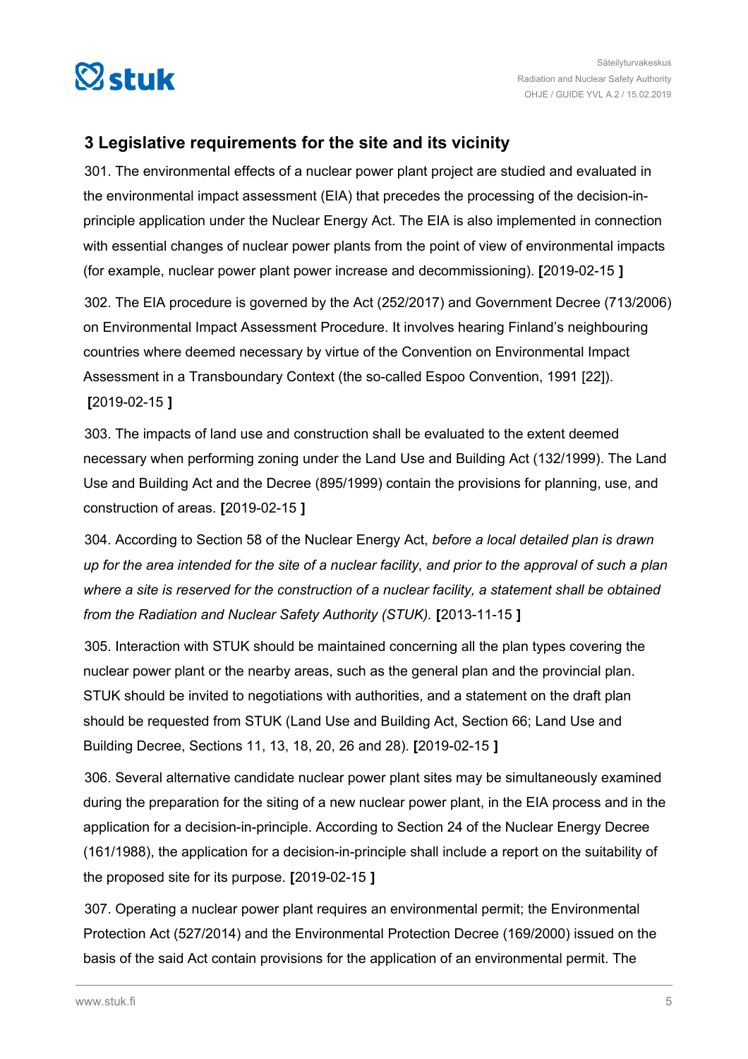## 3 Legislative requirements for the site and its vicinity

301. The environmental effects of a nuclear power plant project are studied and evaluated in the environmental impact assessment (EIA) that precedes the processing of the decision-in-principle application under the Nuclear Energy Act. The EIA is also implemented in connection with essential changes of nuclear power plants from the point of view of environmental impacts (for example, nuclear power plant power increase and decommissioning). **[**2019-02-15 **]**

302. The EIA procedure is governed by the Act (252/2017) and Government Decree (713/2006) on Environmental Impact Assessment Procedure. It involves hearing Finland's neighbouring countries where deemed necessary by virtue of the Convention on Environmental Impact Assessment in a Transboundary Context (the so-called Espoo Convention, 1991 [22]). **[**2019-02-15 **]**

303. The impacts of land use and construction shall be evaluated to the extent deemed necessary when performing zoning under the Land Use and Building Act (132/1999). The Land Use and Building Act and the Decree (895/1999) contain the provisions for planning, use, and construction of areas. **[**2019-02-15 **]**

304. According to Section 58 of the Nuclear Energy Act, *before a local detailed plan is drawn up for the area intended for the site of a nuclear facility, and prior to the approval of such a plan where a site is reserved for the construction of a nuclear facility, a statement shall be obtained from the Radiation and Nuclear Safety Authority (STUK).* **[**2013-11-15 **]**

305. Interaction with STUK should be maintained concerning all the plan types covering the nuclear power plant or the nearby areas, such as the general plan and the provincial plan. STUK should be invited to negotiations with authorities, and a statement on the draft plan should be requested from STUK (Land Use and Building Act, Section 66; Land Use and Building Decree, Sections 11, 13, 18, 20, 26 and 28). **[**2019-02-15 **]**

306. Several alternative candidate nuclear power plant sites may be simultaneously examined during the preparation for the siting of a new nuclear power plant, in the EIA process and in the application for a decision-in-principle. According to Section 24 of the Nuclear Energy Decree (161/1988), the application for a decision-in-principle shall include a report on the suitability of the proposed site for its purpose. **[**2019-02-15 **]**

307. Operating a nuclear power plant requires an environmental permit; the Environmental Protection Act (527/2014) and the Environmental Protection Decree (169/2000) issued on the basis of the said Act contain provisions for the application of an environmental permit. The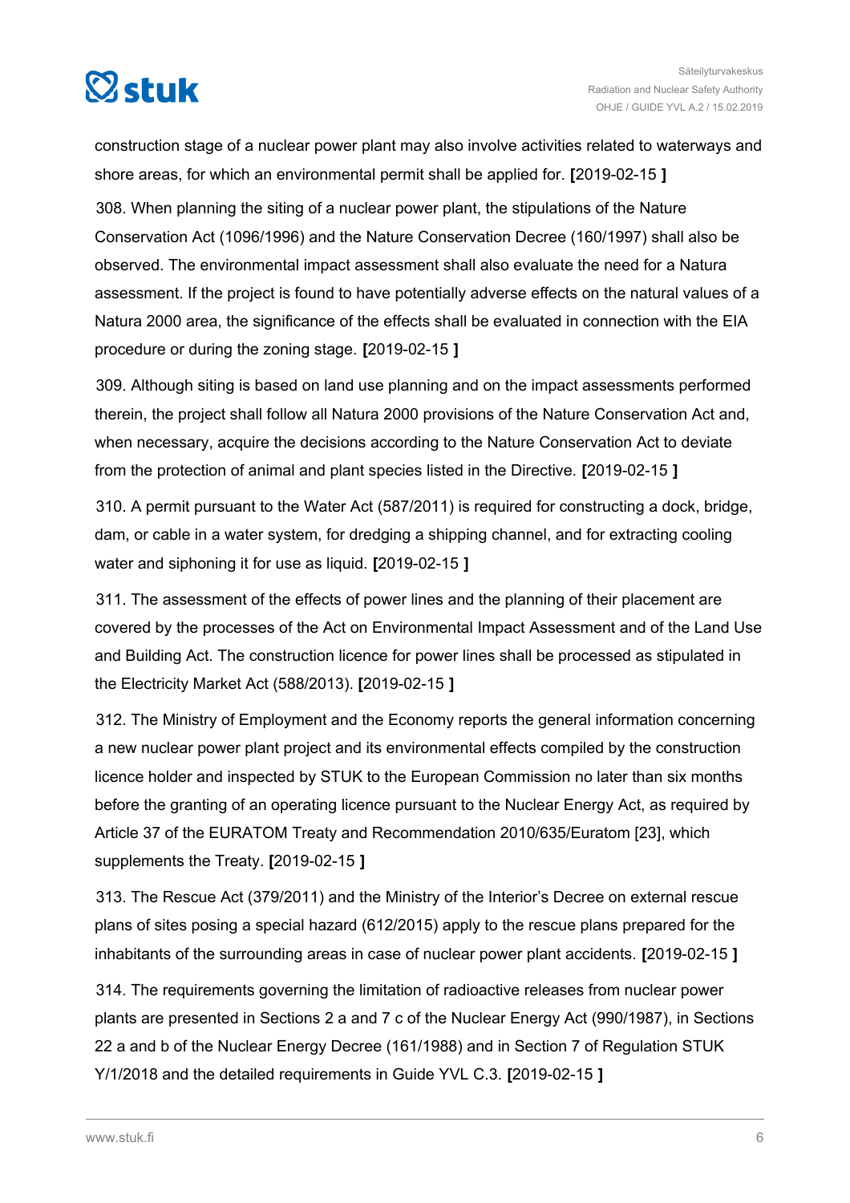construction stage of a nuclear power plant may also involve activities related to waterways and shore areas, for which an environmental permit shall be applied for. **[**2019-02-15 **]**

308. When planning the siting of a nuclear power plant, the stipulations of the Nature Conservation Act (1096/1996) and the Nature Conservation Decree (160/1997) shall also be observed. The environmental impact assessment shall also evaluate the need for a Natura assessment. If the project is found to have potentially adverse effects on the natural values of a Natura 2000 area, the significance of the effects shall be evaluated in connection with the EIA procedure or during the zoning stage. **[**2019-02-15 **]**

309. Although siting is based on land use planning and on the impact assessments performed therein, the project shall follow all Natura 2000 provisions of the Nature Conservation Act and, when necessary, acquire the decisions according to the Nature Conservation Act to deviate from the protection of animal and plant species listed in the Directive. **[**2019-02-15 **]**

310. A permit pursuant to the Water Act (587/2011) is required for constructing a dock, bridge, dam, or cable in a water system, for dredging a shipping channel, and for extracting cooling water and siphoning it for use as liquid. **[**2019-02-15 **]**

311. The assessment of the effects of power lines and the planning of their placement are covered by the processes of the Act on Environmental Impact Assessment and of the Land Use and Building Act. The construction licence for power lines shall be processed as stipulated in the Electricity Market Act (588/2013). **[**2019-02-15 **]**

312. The Ministry of Employment and the Economy reports the general information concerning a new nuclear power plant project and its environmental effects compiled by the construction licence holder and inspected by STUK to the European Commission no later than six months before the granting of an operating licence pursuant to the Nuclear Energy Act, as required by Article 37 of the EURATOM Treaty and Recommendation 2010/635/Euratom [23], which supplements the Treaty. **[**2019-02-15 **]**

313. The Rescue Act (379/2011) and the Ministry of the Interior's Decree on external rescue plans of sites posing a special hazard (612/2015) apply to the rescue plans prepared for the inhabitants of the surrounding areas in case of nuclear power plant accidents. **[**2019-02-15 **]**

314. The requirements governing the limitation of radioactive releases from nuclear power plants are presented in Sections 2 a and 7 c of the Nuclear Energy Act (990/1987), in Sections 22 a and b of the Nuclear Energy Decree (161/1988) and in Section 7 of Regulation STUK Y/1/2018 and the detailed requirements in Guide YVL C.3. **[**2019-02-15 **]**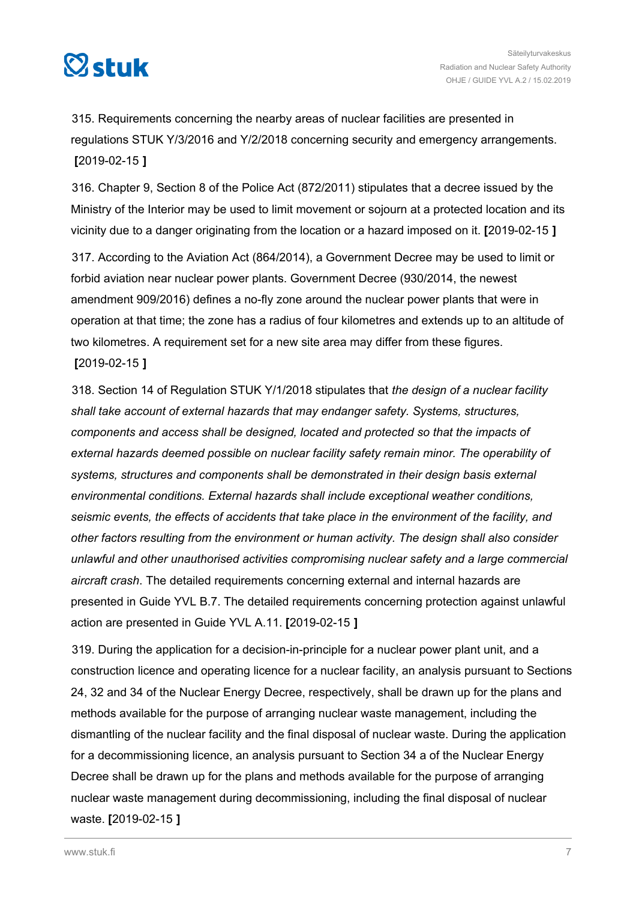315. Requirements concerning the nearby areas of nuclear facilities are presented in regulations STUK Y/3/2016 and Y/2/2018 concerning security and emergency arrangements. **[**2019-02-15 **]**

316. Chapter 9, Section 8 of the Police Act (872/2011) stipulates that a decree issued by the Ministry of the Interior may be used to limit movement or sojourn at a protected location and its vicinity due to a danger originating from the location or a hazard imposed on it. **[**2019-02-15 **]**

317. According to the Aviation Act (864/2014), a Government Decree may be used to limit or forbid aviation near nuclear power plants. Government Decree (930/2014, the newest amendment 909/2016) defines a no-fly zone around the nuclear power plants that were in operation at that time; the zone has a radius of four kilometres and extends up to an altitude of two kilometres. A requirement set for a new site area may differ from these figures. **[**2019-02-15 **]**

318. Section 14 of Regulation STUK Y/1/2018 stipulates that *the design of a nuclear facility shall take account of external hazards that may endanger safety. Systems, structures, components and access shall be designed, located and protected so that the impacts of external hazards deemed possible on nuclear facility safety remain minor. The operability of systems, structures and components shall be demonstrated in their design basis external environmental conditions. External hazards shall include exceptional weather conditions, seismic events, the effects of accidents that take place in the environment of the facility, and other factors resulting from the environment or human activity. The design shall also consider unlawful and other unauthorised activities compromising nuclear safety and a large commercial aircraft crash*. The detailed requirements concerning external and internal hazards are presented in Guide YVL B.7. The detailed requirements concerning protection against unlawful action are presented in Guide YVL A.11. **[**2019-02-15 **]**

319. During the application for a decision-in-principle for a nuclear power plant unit, and a construction licence and operating licence for a nuclear facility, an analysis pursuant to Sections 24, 32 and 34 of the Nuclear Energy Decree, respectively, shall be drawn up for the plans and methods available for the purpose of arranging nuclear waste management, including the dismantling of the nuclear facility and the final disposal of nuclear waste. During the application for a decommissioning licence, an analysis pursuant to Section 34 a of the Nuclear Energy Decree shall be drawn up for the plans and methods available for the purpose of arranging nuclear waste management during decommissioning, including the final disposal of nuclear waste. **[**2019-02-15 **]**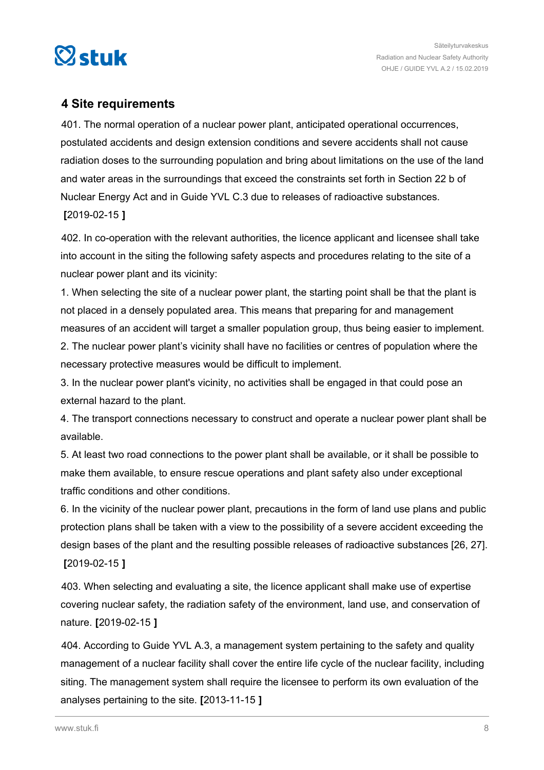## 4 Site requirements

401. The normal operation of a nuclear power plant, anticipated operational occurrences, postulated accidents and design extension conditions and severe accidents shall not cause radiation doses to the surrounding population and bring about limitations on the use of the land and water areas in the surroundings that exceed the constraints set forth in Section 22 b of Nuclear Energy Act and in Guide YVL C.3 due to releases of radioactive substances. **[**2019-02-15 **]**

402. In co-operation with the relevant authorities, the licence applicant and licensee shall take into account in the siting the following safety aspects and procedures relating to the site of a nuclear power plant and its vicinity:

1. When selecting the site of a nuclear power plant, the starting point shall be that the plant is not placed in a densely populated area. This means that preparing for and management measures of an accident will target a smaller population group, thus being easier to implement.
2. The nuclear power plant's vicinity shall have no facilities or centres of population where the necessary protective measures would be difficult to implement.
3. In the nuclear power plant's vicinity, no activities shall be engaged in that could pose an external hazard to the plant.
4. The transport connections necessary to construct and operate a nuclear power plant shall be available.
5. At least two road connections to the power plant shall be available, or it shall be possible to make them available, to ensure rescue operations and plant safety also under exceptional traffic conditions and other conditions.
6. In the vicinity of the nuclear power plant, precautions in the form of land use plans and public protection plans shall be taken with a view to the possibility of a severe accident exceeding the design bases of the plant and the resulting possible releases of radioactive substances [26, 27]. **[**2019-02-15 **]**

403. When selecting and evaluating a site, the licence applicant shall make use of expertise covering nuclear safety, the radiation safety of the environment, land use, and conservation of nature. **[**2019-02-15 **]**

404. According to Guide YVL A.3, a management system pertaining to the safety and quality management of a nuclear facility shall cover the entire life cycle of the nuclear facility, including siting. The management system shall require the licensee to perform its own evaluation of the analyses pertaining to the site. **[**2013-11-15 **]**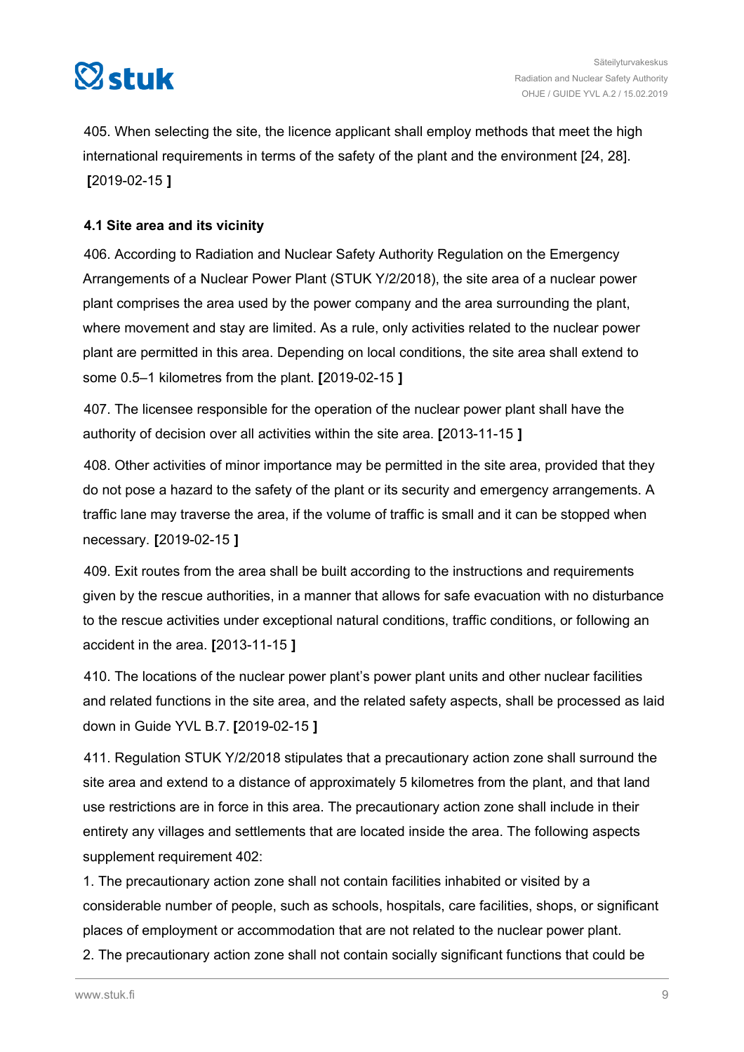405. When selecting the site, the licence applicant shall employ methods that meet the high international requirements in terms of the safety of the plant and the environment [24, 28]. **[**2019-02-15 **]**

### 4.1 Site area and its vicinity

406. According to Radiation and Nuclear Safety Authority Regulation on the Emergency Arrangements of a Nuclear Power Plant (STUK Y/2/2018), the site area of a nuclear power plant comprises the area used by the power company and the area surrounding the plant, where movement and stay are limited. As a rule, only activities related to the nuclear power plant are permitted in this area. Depending on local conditions, the site area shall extend to some 0.5–1 kilometres from the plant. **[**2019-02-15 **]**

407. The licensee responsible for the operation of the nuclear power plant shall have the authority of decision over all activities within the site area. **[**2013-11-15 **]**

408. Other activities of minor importance may be permitted in the site area, provided that they do not pose a hazard to the safety of the plant or its security and emergency arrangements. A traffic lane may traverse the area, if the volume of traffic is small and it can be stopped when necessary. **[**2019-02-15 **]**

409. Exit routes from the area shall be built according to the instructions and requirements given by the rescue authorities, in a manner that allows for safe evacuation with no disturbance to the rescue activities under exceptional natural conditions, traffic conditions, or following an accident in the area. **[**2013-11-15 **]**

410. The locations of the nuclear power plant's power plant units and other nuclear facilities and related functions in the site area, and the related safety aspects, shall be processed as laid down in Guide YVL B.7. **[**2019-02-15 **]**

411. Regulation STUK Y/2/2018 stipulates that a precautionary action zone shall surround the site area and extend to a distance of approximately 5 kilometres from the plant, and that land use restrictions are in force in this area. The precautionary action zone shall include in their entirety any villages and settlements that are located inside the area. The following aspects supplement requirement 402:

1. The precautionary action zone shall not contain facilities inhabited or visited by a considerable number of people, such as schools, hospitals, care facilities, shops, or significant places of employment or accommodation that are not related to the nuclear power plant.
2. The precautionary action zone shall not contain socially significant functions that could be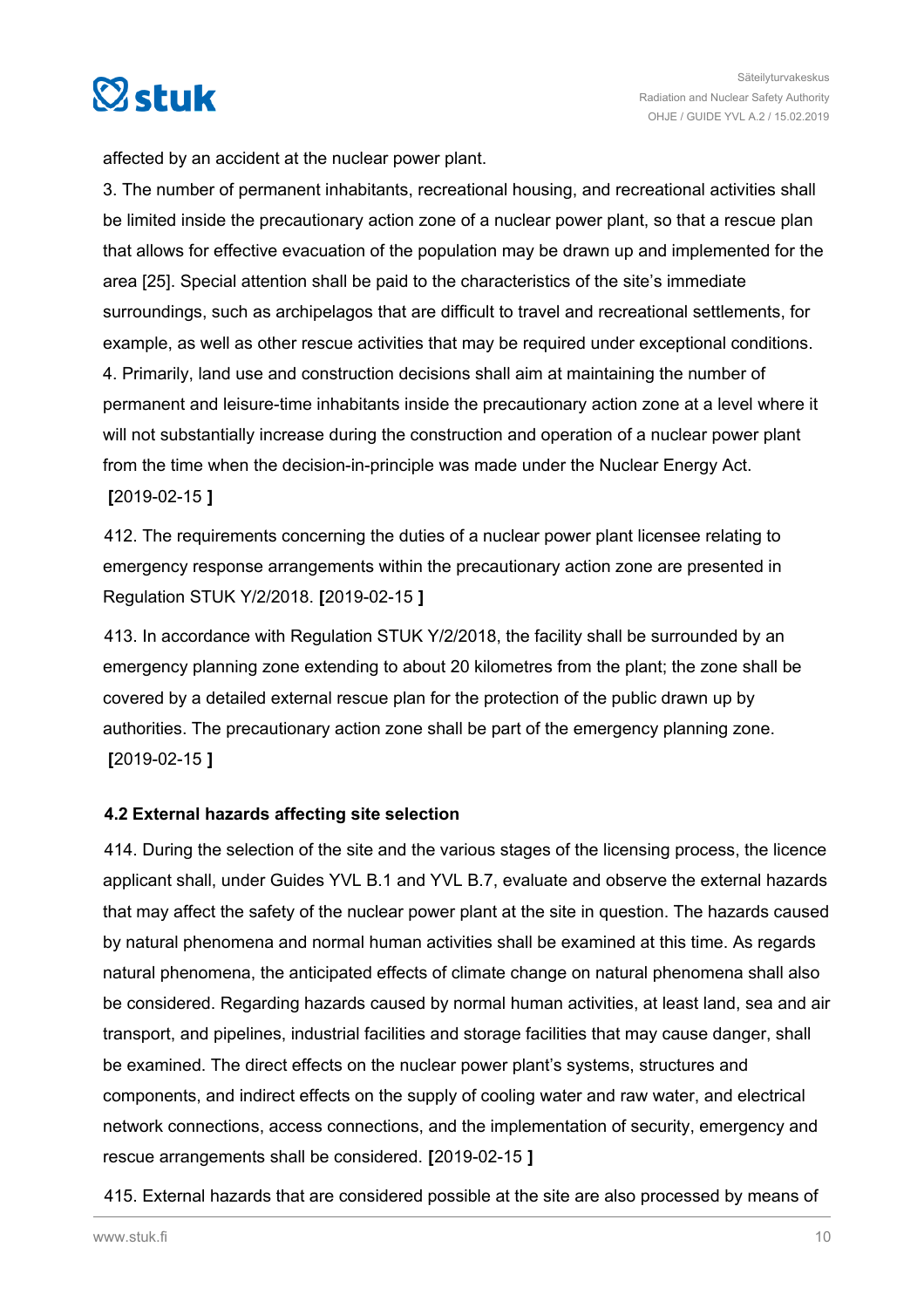affected by an accident at the nuclear power plant.

3. The number of permanent inhabitants, recreational housing, and recreational activities shall be limited inside the precautionary action zone of a nuclear power plant, so that a rescue plan that allows for effective evacuation of the population may be drawn up and implemented for the area [25]. Special attention shall be paid to the characteristics of the site's immediate surroundings, such as archipelagos that are difficult to travel and recreational settlements, for example, as well as other rescue activities that may be required under exceptional conditions.

4. Primarily, land use and construction decisions shall aim at maintaining the number of permanent and leisure-time inhabitants inside the precautionary action zone at a level where it will not substantially increase during the construction and operation of a nuclear power plant from the time when the decision-in-principle was made under the Nuclear Energy Act.
**[**2019-02-15 **]**

412. The requirements concerning the duties of a nuclear power plant licensee relating to emergency response arrangements within the precautionary action zone are presented in Regulation STUK Y/2/2018. **[**2019-02-15 **]**

413. In accordance with Regulation STUK Y/2/2018, the facility shall be surrounded by an emergency planning zone extending to about 20 kilometres from the plant; the zone shall be covered by a detailed external rescue plan for the protection of the public drawn up by authorities. The precautionary action zone shall be part of the emergency planning zone.
**[**2019-02-15 **]**

### 4.2 External hazards affecting site selection

414. During the selection of the site and the various stages of the licensing process, the licence applicant shall, under Guides YVL B.1 and YVL B.7, evaluate and observe the external hazards that may affect the safety of the nuclear power plant at the site in question. The hazards caused by natural phenomena and normal human activities shall be examined at this time. As regards natural phenomena, the anticipated effects of climate change on natural phenomena shall also be considered. Regarding hazards caused by normal human activities, at least land, sea and air transport, and pipelines, industrial facilities and storage facilities that may cause danger, shall be examined. The direct effects on the nuclear power plant's systems, structures and components, and indirect effects on the supply of cooling water and raw water, and electrical network connections, access connections, and the implementation of security, emergency and rescue arrangements shall be considered. **[**2019-02-15 **]**

415. External hazards that are considered possible at the site are also processed by means of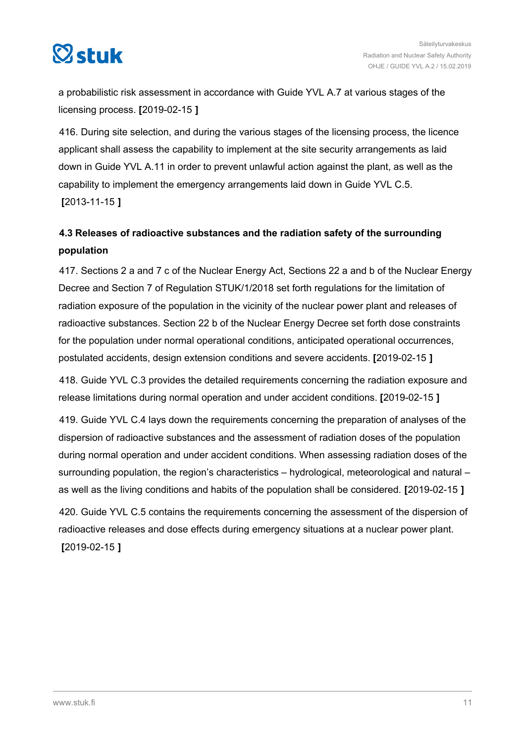a probabilistic risk assessment in accordance with Guide YVL A.7 at various stages of the licensing process. **[**2019-02-15 **]**

416. During site selection, and during the various stages of the licensing process, the licence applicant shall assess the capability to implement at the site security arrangements as laid down in Guide YVL A.11 in order to prevent unlawful action against the plant, as well as the capability to implement the emergency arrangements laid down in Guide YVL C.5. **[**2013-11-15 **]**

### 4.3 Releases of radioactive substances and the radiation safety of the surrounding population

417. Sections 2 a and 7 c of the Nuclear Energy Act, Sections 22 a and b of the Nuclear Energy Decree and Section 7 of Regulation STUK/1/2018 set forth regulations for the limitation of radiation exposure of the population in the vicinity of the nuclear power plant and releases of radioactive substances. Section 22 b of the Nuclear Energy Decree set forth dose constraints for the population under normal operational conditions, anticipated operational occurrences, postulated accidents, design extension conditions and severe accidents. **[**2019-02-15 **]**

418. Guide YVL C.3 provides the detailed requirements concerning the radiation exposure and release limitations during normal operation and under accident conditions. **[**2019-02-15 **]**

419. Guide YVL C.4 lays down the requirements concerning the preparation of analyses of the dispersion of radioactive substances and the assessment of radiation doses of the population during normal operation and under accident conditions. When assessing radiation doses of the surrounding population, the region's characteristics – hydrological, meteorological and natural – as well as the living conditions and habits of the population shall be considered. **[**2019-02-15 **]**

420. Guide YVL C.5 contains the requirements concerning the assessment of the dispersion of radioactive releases and dose effects during emergency situations at a nuclear power plant. **[**2019-02-15 **]**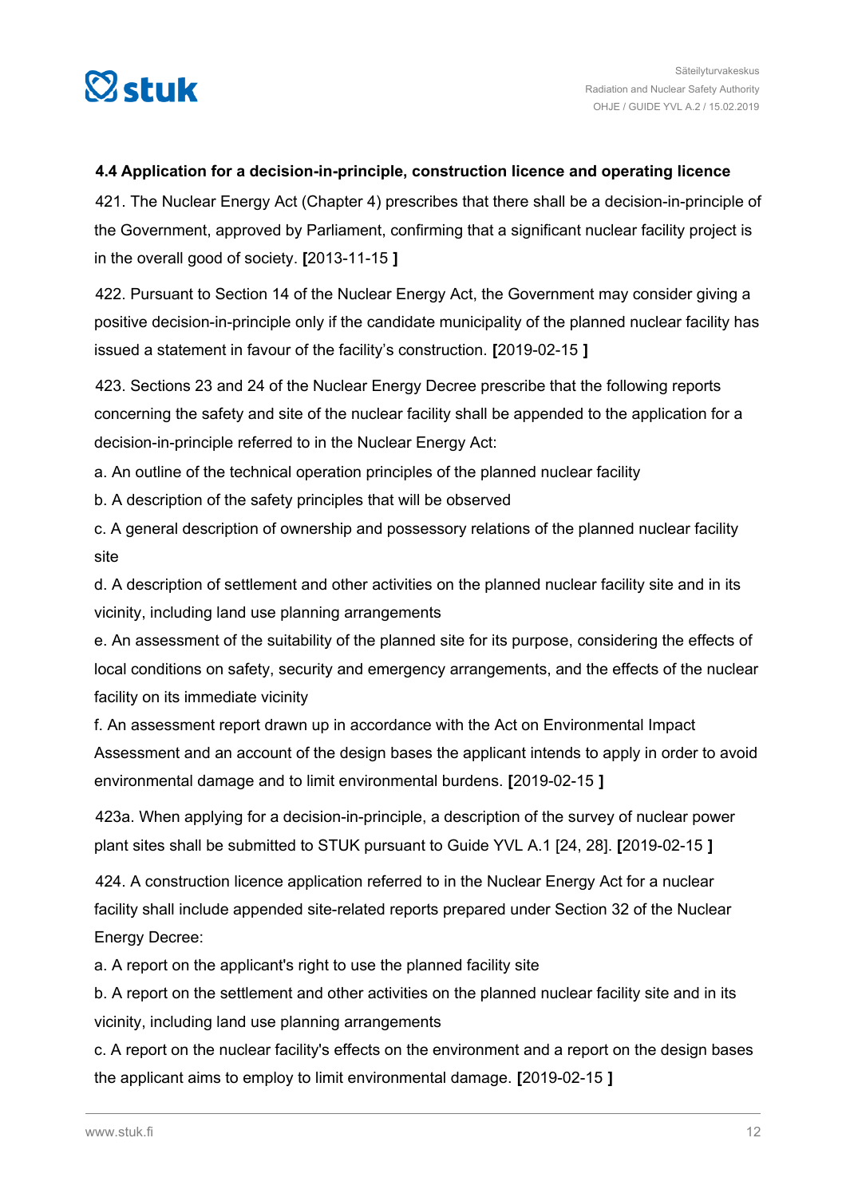### 4.4 Application for a decision-in-principle, construction licence and operating licence

421. The Nuclear Energy Act (Chapter 4) prescribes that there shall be a decision-in-principle of the Government, approved by Parliament, confirming that a significant nuclear facility project is in the overall good of society. **[**2013-11-15 **]**

422. Pursuant to Section 14 of the Nuclear Energy Act, the Government may consider giving a positive decision-in-principle only if the candidate municipality of the planned nuclear facility has issued a statement in favour of the facility's construction. **[**2019-02-15 **]**

423. Sections 23 and 24 of the Nuclear Energy Decree prescribe that the following reports concerning the safety and site of the nuclear facility shall be appended to the application for a decision-in-principle referred to in the Nuclear Energy Act:

a. An outline of the technical operation principles of the planned nuclear facility

b. A description of the safety principles that will be observed

c. A general description of ownership and possessory relations of the planned nuclear facility site

d. A description of settlement and other activities on the planned nuclear facility site and in its vicinity, including land use planning arrangements

e. An assessment of the suitability of the planned site for its purpose, considering the effects of local conditions on safety, security and emergency arrangements, and the effects of the nuclear facility on its immediate vicinity

f. An assessment report drawn up in accordance with the Act on Environmental Impact Assessment and an account of the design bases the applicant intends to apply in order to avoid environmental damage and to limit environmental burdens. **[**2019-02-15 **]**

423a. When applying for a decision-in-principle, a description of the survey of nuclear power plant sites shall be submitted to STUK pursuant to Guide YVL A.1 [24, 28]. **[**2019-02-15 **]**

424. A construction licence application referred to in the Nuclear Energy Act for a nuclear facility shall include appended site-related reports prepared under Section 32 of the Nuclear Energy Decree:

a. A report on the applicant's right to use the planned facility site

b. A report on the settlement and other activities on the planned nuclear facility site and in its vicinity, including land use planning arrangements

c. A report on the nuclear facility's effects on the environment and a report on the design bases the applicant aims to employ to limit environmental damage. **[**2019-02-15 **]**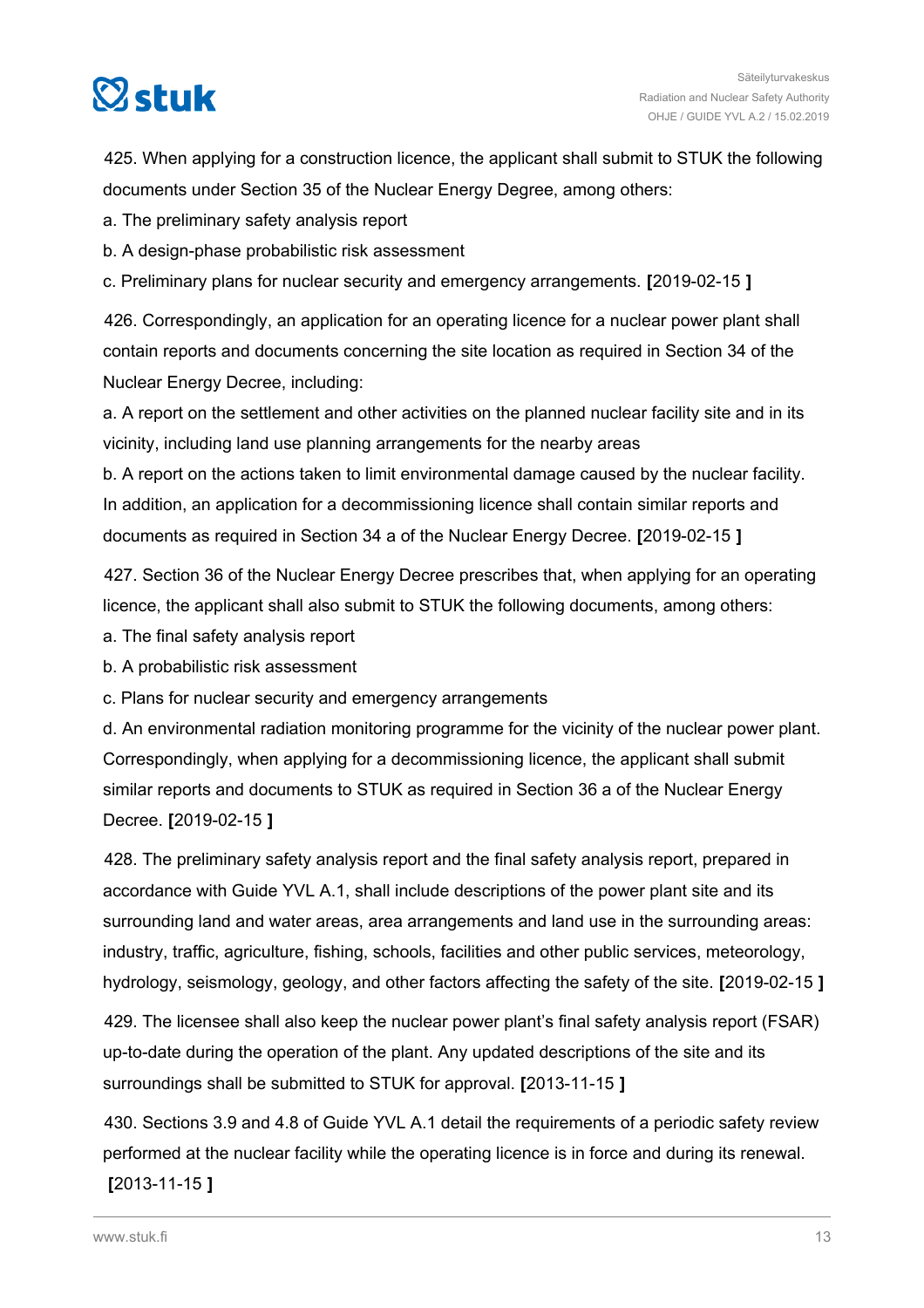425. When applying for a construction licence, the applicant shall submit to STUK the following documents under Section 35 of the Nuclear Energy Degree, among others:

a. The preliminary safety analysis report

b. A design-phase probabilistic risk assessment

c. Preliminary plans for nuclear security and emergency arrangements. **[**2019-02-15 **]**

426. Correspondingly, an application for an operating licence for a nuclear power plant shall contain reports and documents concerning the site location as required in Section 34 of the Nuclear Energy Decree, including:

a. A report on the settlement and other activities on the planned nuclear facility site and in its vicinity, including land use planning arrangements for the nearby areas

b. A report on the actions taken to limit environmental damage caused by the nuclear facility.

In addition, an application for a decommissioning licence shall contain similar reports and documents as required in Section 34 a of the Nuclear Energy Decree. **[**2019-02-15 **]**

427. Section 36 of the Nuclear Energy Decree prescribes that, when applying for an operating licence, the applicant shall also submit to STUK the following documents, among others:

a. The final safety analysis report

b. A probabilistic risk assessment

c. Plans for nuclear security and emergency arrangements

d. An environmental radiation monitoring programme for the vicinity of the nuclear power plant.

Correspondingly, when applying for a decommissioning licence, the applicant shall submit similar reports and documents to STUK as required in Section 36 a of the Nuclear Energy Decree. **[**2019-02-15 **]**

428. The preliminary safety analysis report and the final safety analysis report, prepared in accordance with Guide YVL A.1, shall include descriptions of the power plant site and its surrounding land and water areas, area arrangements and land use in the surrounding areas: industry, traffic, agriculture, fishing, schools, facilities and other public services, meteorology, hydrology, seismology, geology, and other factors affecting the safety of the site. **[**2019-02-15 **]**

429. The licensee shall also keep the nuclear power plant's final safety analysis report (FSAR) up-to-date during the operation of the plant. Any updated descriptions of the site and its surroundings shall be submitted to STUK for approval. **[**2013-11-15 **]**

430. Sections 3.9 and 4.8 of Guide YVL A.1 detail the requirements of a periodic safety review performed at the nuclear facility while the operating licence is in force and during its renewal. **[**2013-11-15 **]**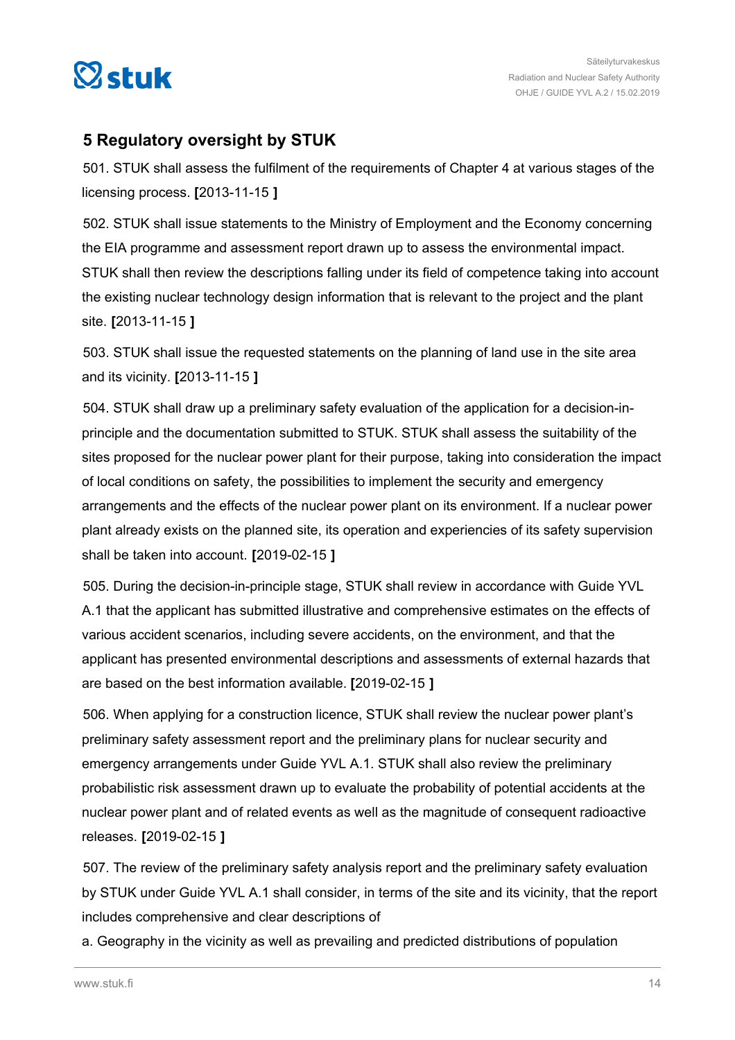## 5 Regulatory oversight by STUK

501. STUK shall assess the fulfilment of the requirements of Chapter 4 at various stages of the licensing process. **[**2013-11-15 **]**

502. STUK shall issue statements to the Ministry of Employment and the Economy concerning the EIA programme and assessment report drawn up to assess the environmental impact. STUK shall then review the descriptions falling under its field of competence taking into account the existing nuclear technology design information that is relevant to the project and the plant site. **[**2013-11-15 **]**

503. STUK shall issue the requested statements on the planning of land use in the site area and its vicinity. **[**2013-11-15 **]**

504. STUK shall draw up a preliminary safety evaluation of the application for a decision-in-principle and the documentation submitted to STUK. STUK shall assess the suitability of the sites proposed for the nuclear power plant for their purpose, taking into consideration the impact of local conditions on safety, the possibilities to implement the security and emergency arrangements and the effects of the nuclear power plant on its environment. If a nuclear power plant already exists on the planned site, its operation and experiencies of its safety supervision shall be taken into account. **[**2019-02-15 **]**

505. During the decision-in-principle stage, STUK shall review in accordance with Guide YVL A.1 that the applicant has submitted illustrative and comprehensive estimates on the effects of various accident scenarios, including severe accidents, on the environment, and that the applicant has presented environmental descriptions and assessments of external hazards that are based on the best information available. **[**2019-02-15 **]**

506. When applying for a construction licence, STUK shall review the nuclear power plant's preliminary safety assessment report and the preliminary plans for nuclear security and emergency arrangements under Guide YVL A.1. STUK shall also review the preliminary probabilistic risk assessment drawn up to evaluate the probability of potential accidents at the nuclear power plant and of related events as well as the magnitude of consequent radioactive releases. **[**2019-02-15 **]**

507. The review of the preliminary safety analysis report and the preliminary safety evaluation by STUK under Guide YVL A.1 shall consider, in terms of the site and its vicinity, that the report includes comprehensive and clear descriptions of

a. Geography in the vicinity as well as prevailing and predicted distributions of population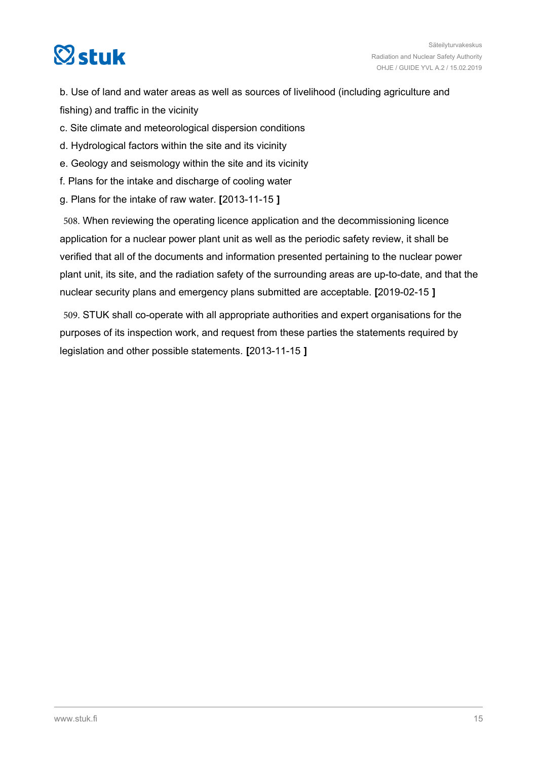b. Use of land and water areas as well as sources of livelihood (including agriculture and fishing) and traffic in the vicinity

c. Site climate and meteorological dispersion conditions

d. Hydrological factors within the site and its vicinity

e. Geology and seismology within the site and its vicinity

f. Plans for the intake and discharge of cooling water

g. Plans for the intake of raw water. **[**2013-11-15 **]**

508. When reviewing the operating licence application and the decommissioning licence application for a nuclear power plant unit as well as the periodic safety review, it shall be verified that all of the documents and information presented pertaining to the nuclear power plant unit, its site, and the radiation safety of the surrounding areas are up-to-date, and that the nuclear security plans and emergency plans submitted are acceptable. **[**2019-02-15 **]**

509. STUK shall co-operate with all appropriate authorities and expert organisations for the purposes of its inspection work, and request from these parties the statements required by legislation and other possible statements. **[**2013-11-15 **]**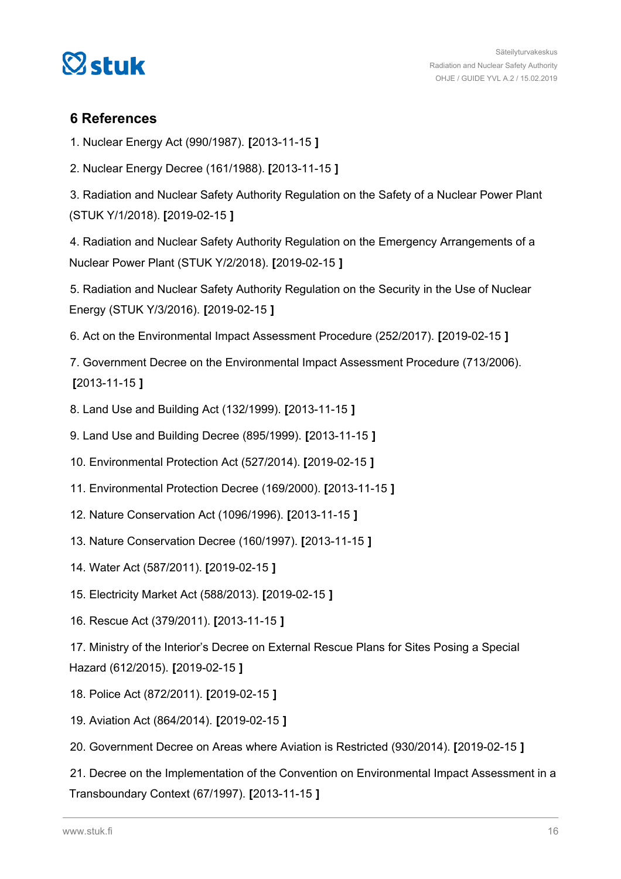## 6 References

1. Nuclear Energy Act (990/1987). [2013-11-15 ]

2. Nuclear Energy Decree (161/1988). [2013-11-15 ]

3. Radiation and Nuclear Safety Authority Regulation on the Safety of a Nuclear Power Plant (STUK Y/1/2018). [2019-02-15 ]

4. Radiation and Nuclear Safety Authority Regulation on the Emergency Arrangements of a Nuclear Power Plant (STUK Y/2/2018). [2019-02-15 ]

5. Radiation and Nuclear Safety Authority Regulation on the Security in the Use of Nuclear Energy (STUK Y/3/2016). [2019-02-15 ]

6. Act on the Environmental Impact Assessment Procedure (252/2017). [2019-02-15 ]

7. Government Decree on the Environmental Impact Assessment Procedure (713/2006). [2013-11-15 ]

8. Land Use and Building Act (132/1999). [2013-11-15 ]

9. Land Use and Building Decree (895/1999). [2013-11-15 ]

10. Environmental Protection Act (527/2014). [2019-02-15 ]

11. Environmental Protection Decree (169/2000). [2013-11-15 ]

12. Nature Conservation Act (1096/1996). [2013-11-15 ]

13. Nature Conservation Decree (160/1997). [2013-11-15 ]

14. Water Act (587/2011). [2019-02-15 ]

15. Electricity Market Act (588/2013). [2019-02-15 ]

16. Rescue Act (379/2011). [2013-11-15 ]

17. Ministry of the Interior's Decree on External Rescue Plans for Sites Posing a Special Hazard (612/2015). [2019-02-15 ]

18. Police Act (872/2011). [2019-02-15 ]

19. Aviation Act (864/2014). [2019-02-15 ]

20. Government Decree on Areas where Aviation is Restricted (930/2014). [2019-02-15 ]

21. Decree on the Implementation of the Convention on Environmental Impact Assessment in a Transboundary Context (67/1997). [2013-11-15 ]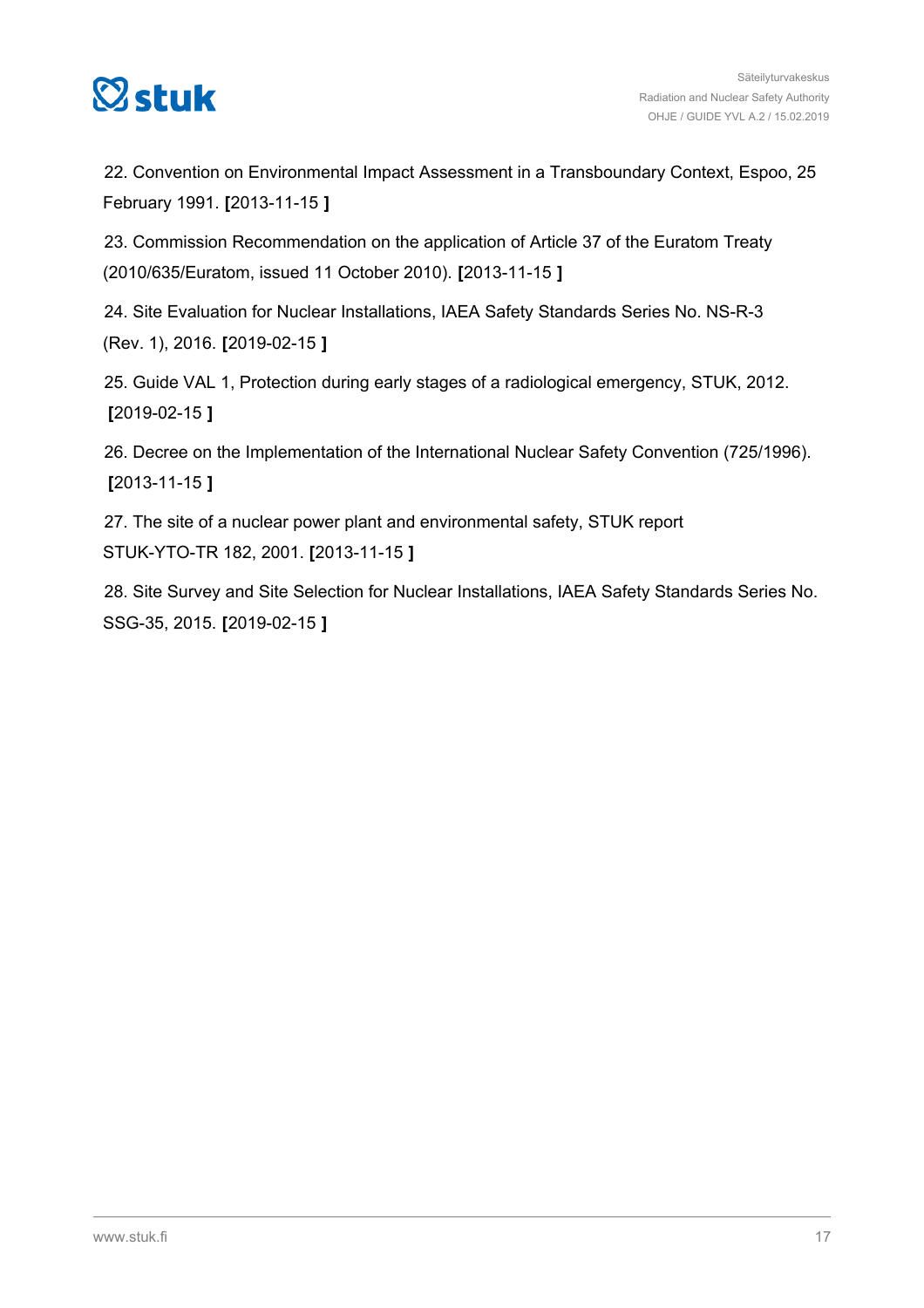22. Convention on Environmental Impact Assessment in a Transboundary Context, Espoo, 25 February 1991. **[**2013-11-15 **]**

23. Commission Recommendation on the application of Article 37 of the Euratom Treaty (2010/635/Euratom, issued 11 October 2010). **[**2013-11-15 **]**

24. Site Evaluation for Nuclear Installations, IAEA Safety Standards Series No. NS-R-3 (Rev. 1), 2016. **[**2019-02-15 **]**

25. Guide VAL 1, Protection during early stages of a radiological emergency, STUK, 2012. **[**2019-02-15 **]**

26. Decree on the Implementation of the International Nuclear Safety Convention (725/1996). **[**2013-11-15 **]**

27. The site of a nuclear power plant and environmental safety, STUK report STUK-YTO-TR 182, 2001. **[**2013-11-15 **]**

28. Site Survey and Site Selection for Nuclear Installations, IAEA Safety Standards Series No. SSG-35, 2015. **[**2019-02-15 **]**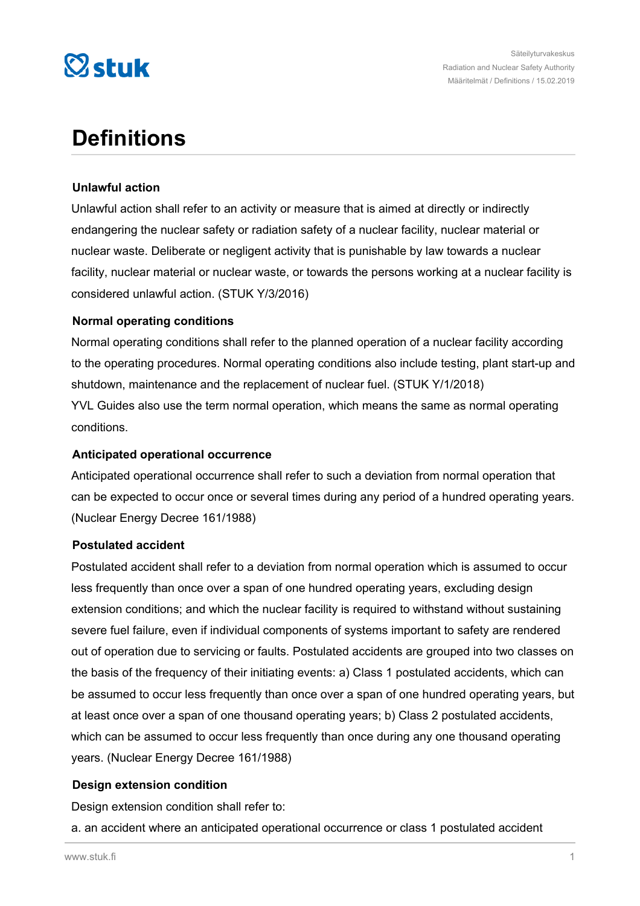# Definitions

### Unlawful action

Unlawful action shall refer to an activity or measure that is aimed at directly or indirectly endangering the nuclear safety or radiation safety of a nuclear facility, nuclear material or nuclear waste. Deliberate or negligent activity that is punishable by law towards a nuclear facility, nuclear material or nuclear waste, or towards the persons working at a nuclear facility is considered unlawful action. (STUK Y/3/2016)

### Normal operating conditions

Normal operating conditions shall refer to the planned operation of a nuclear facility according to the operating procedures. Normal operating conditions also include testing, plant start-up and shutdown, maintenance and the replacement of nuclear fuel. (STUK Y/1/2018)
YVL Guides also use the term normal operation, which means the same as normal operating conditions.

### Anticipated operational occurrence

Anticipated operational occurrence shall refer to such a deviation from normal operation that can be expected to occur once or several times during any period of a hundred operating years. (Nuclear Energy Decree 161/1988)

### Postulated accident

Postulated accident shall refer to a deviation from normal operation which is assumed to occur less frequently than once over a span of one hundred operating years, excluding design extension conditions; and which the nuclear facility is required to withstand without sustaining severe fuel failure, even if individual components of systems important to safety are rendered out of operation due to servicing or faults. Postulated accidents are grouped into two classes on the basis of the frequency of their initiating events: a) Class 1 postulated accidents, which can be assumed to occur less frequently than once over a span of one hundred operating years, but at least once over a span of one thousand operating years; b) Class 2 postulated accidents, which can be assumed to occur less frequently than once during any one thousand operating years. (Nuclear Energy Decree 161/1988)

### Design extension condition

Design extension condition shall refer to:

a. an accident where an anticipated operational occurrence or class 1 postulated accident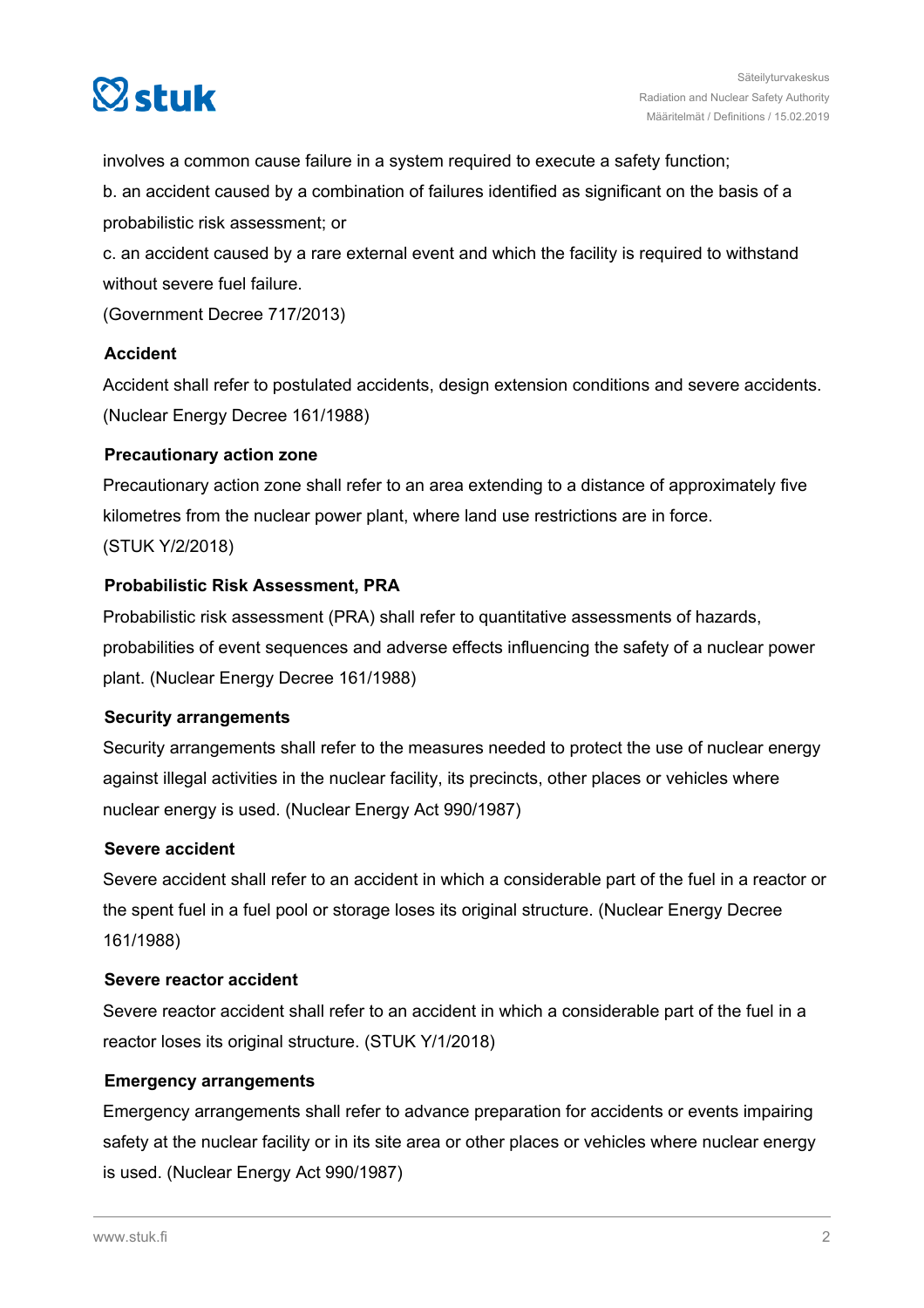involves a common cause failure in a system required to execute a safety function;

b. an accident caused by a combination of failures identified as significant on the basis of a probabilistic risk assessment; or

c. an accident caused by a rare external event and which the facility is required to withstand without severe fuel failure.

(Government Decree 717/2013)

**Accident**

Accident shall refer to postulated accidents, design extension conditions and severe accidents. (Nuclear Energy Decree 161/1988)

**Precautionary action zone**

Precautionary action zone shall refer to an area extending to a distance of approximately five kilometres from the nuclear power plant, where land use restrictions are in force. (STUK Y/2/2018)

**Probabilistic Risk Assessment, PRA**

Probabilistic risk assessment (PRA) shall refer to quantitative assessments of hazards, probabilities of event sequences and adverse effects influencing the safety of a nuclear power plant. (Nuclear Energy Decree 161/1988)

**Security arrangements**

Security arrangements shall refer to the measures needed to protect the use of nuclear energy against illegal activities in the nuclear facility, its precincts, other places or vehicles where nuclear energy is used. (Nuclear Energy Act 990/1987)

**Severe accident**

Severe accident shall refer to an accident in which a considerable part of the fuel in a reactor or the spent fuel in a fuel pool or storage loses its original structure. (Nuclear Energy Decree 161/1988)

**Severe reactor accident**

Severe reactor accident shall refer to an accident in which a considerable part of the fuel in a reactor loses its original structure. (STUK Y/1/2018)

**Emergency arrangements**

Emergency arrangements shall refer to advance preparation for accidents or events impairing safety at the nuclear facility or in its site area or other places or vehicles where nuclear energy is used. (Nuclear Energy Act 990/1987)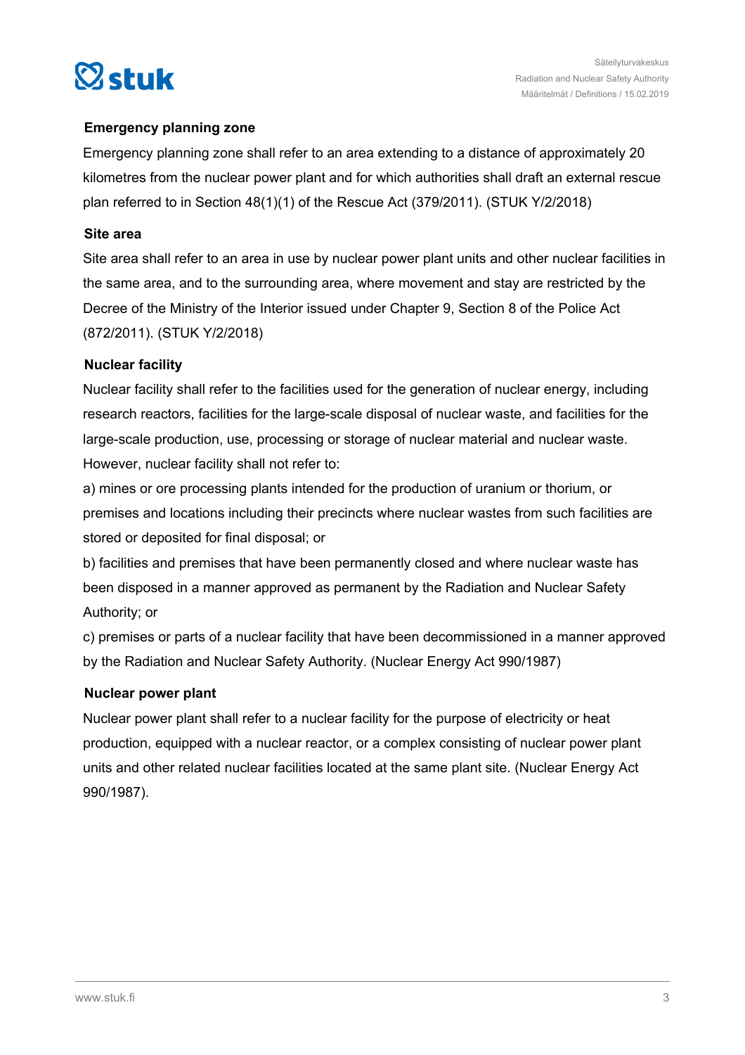### Emergency planning zone

Emergency planning zone shall refer to an area extending to a distance of approximately 20 kilometres from the nuclear power plant and for which authorities shall draft an external rescue plan referred to in Section 48(1)(1) of the Rescue Act (379/2011). (STUK Y/2/2018)

### Site area

Site area shall refer to an area in use by nuclear power plant units and other nuclear facilities in the same area, and to the surrounding area, where movement and stay are restricted by the Decree of the Ministry of the Interior issued under Chapter 9, Section 8 of the Police Act (872/2011). (STUK Y/2/2018)

### Nuclear facility

Nuclear facility shall refer to the facilities used for the generation of nuclear energy, including research reactors, facilities for the large-scale disposal of nuclear waste, and facilities for the large-scale production, use, processing or storage of nuclear material and nuclear waste. However, nuclear facility shall not refer to:

a) mines or ore processing plants intended for the production of uranium or thorium, or premises and locations including their precincts where nuclear wastes from such facilities are stored or deposited for final disposal; or

b) facilities and premises that have been permanently closed and where nuclear waste has been disposed in a manner approved as permanent by the Radiation and Nuclear Safety Authority; or

c) premises or parts of a nuclear facility that have been decommissioned in a manner approved by the Radiation and Nuclear Safety Authority. (Nuclear Energy Act 990/1987)

### Nuclear power plant

Nuclear power plant shall refer to a nuclear facility for the purpose of electricity or heat production, equipped with a nuclear reactor, or a complex consisting of nuclear power plant units and other related nuclear facilities located at the same plant site. (Nuclear Energy Act 990/1987).